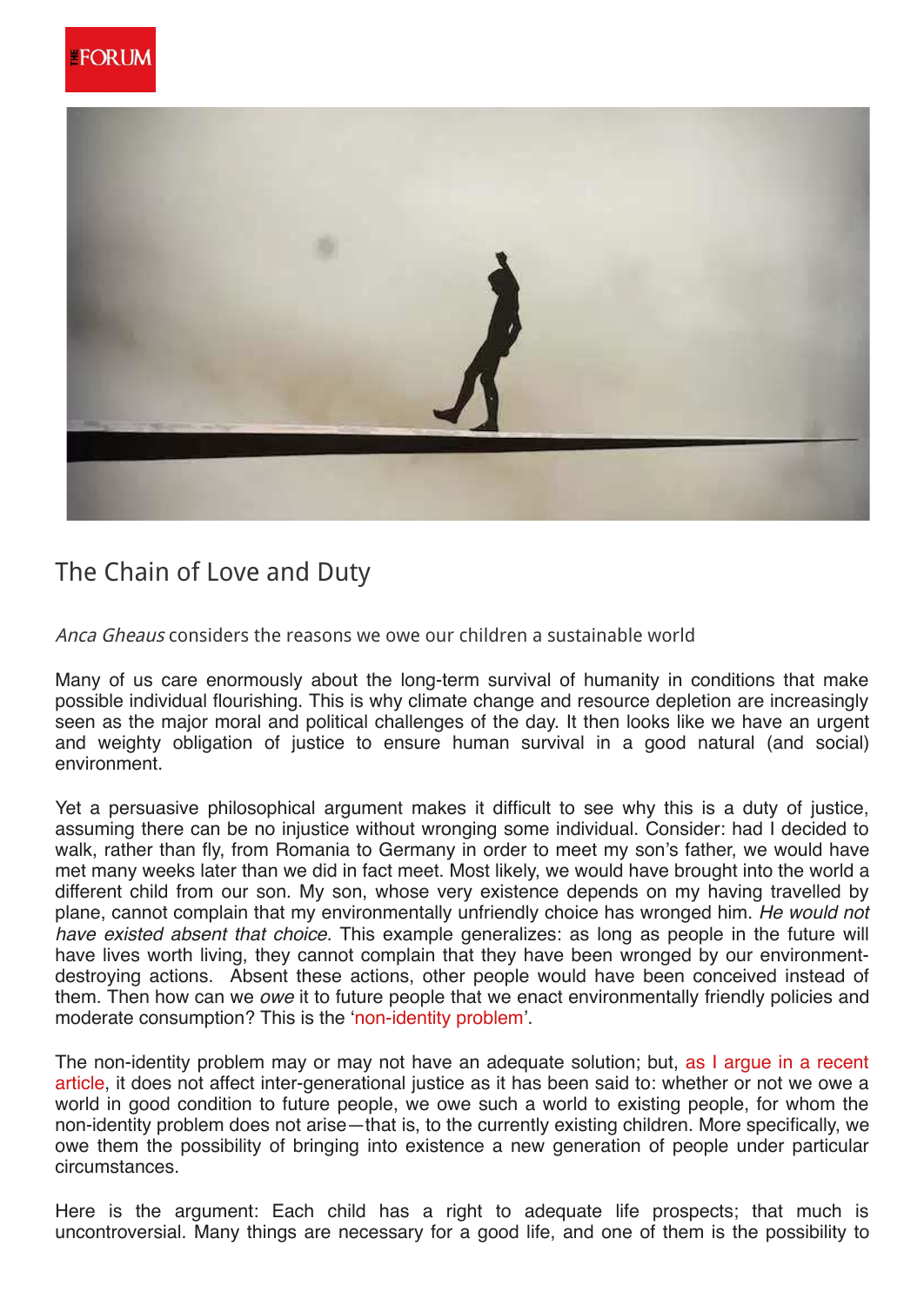# The Chain of Love and Duty

*Anca Gheaus* considers the reasons we owe our children a sustainable world

Many of us care enormously about the long-term survival of humanity in conditions that make possible individual flourishing. This is why climate change and resource depletion are increasingly seen as the major moral and political challenges of the day. It then looks like we have an urgent and weighty obligation of justice to ensure human survival in a good natural (and social) environment.

Yet a persuasive philosophical argument makes it difficult to see why this is a duty of justice, assuming there can be no injustice without wronging some individual. Consider: had I decided to walk, rather than fly, from Romania to Germany in order to meet my son's father, we would have met many weeks later than we did in fact meet. Most likely, we would have brought into the world a different child from our son. My son, whose very existence depends on my having travelled by plane, cannot complain that my environmentally unfriendly choice has wronged him. *He would not have existed absent that choice.* This example generalizes: as long as people in the future will have lives worth living, they cannot complain that they have been wronged by our environment-destroying actions. Absent these actions, other people would have been conceived instead of them. Then how can we *owe* it to future people that we enact environmentally friendly policies and moderate consumption? This is the 'non-identity problem'.

The non-identity problem may or may not have an adequate solution; but, as I argue in a recent article, it does not affect inter-generational justice as it has been said to: whether or not we owe a world in good condition to future people, we owe such a world to existing people, for whom the non-identity problem does not arise—that is, to the currently existing children. More specifically, we owe them the possibility of bringing into existence a new generation of people under particular circumstances.

Here is the argument: Each child has a right to adequate life prospects; that much is uncontroversial. Many things are necessary for a good life, and one of them is the possibility to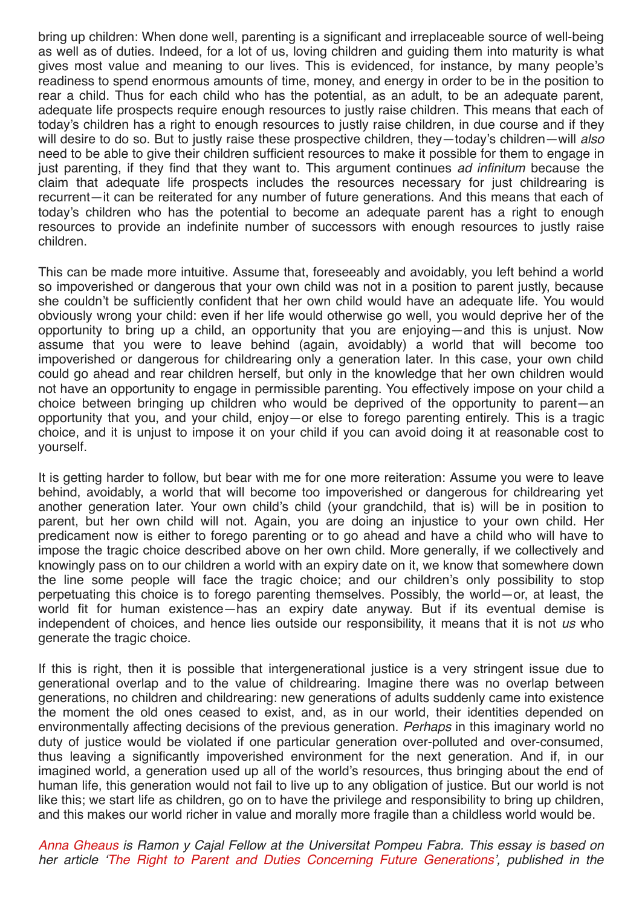bring up children: When done well, parenting is a significant and irreplaceable source of well-being as well as of duties. Indeed, for a lot of us, loving children and guiding them into maturity is what gives most value and meaning to our lives. This is evidenced, for instance, by many people's readiness to spend enormous amounts of time, money, and energy in order to be in the position to rear a child. Thus for each child who has the potential, as an adult, to be an adequate parent, adequate life prospects require enough resources to justly raise children. This means that each of today's children has a right to enough resources to justly raise children, in due course and if they will desire to do so. But to justly raise these prospective children, they—today's children—will *also* need to be able to give their children sufficient resources to make it possible for them to engage in just parenting, if they find that they want to. This argument continues *ad infinitum* because the claim that adequate life prospects includes the resources necessary for just childrearing is recurrent—it can be reiterated for any number of future generations. And this means that each of today's children who has the potential to become an adequate parent has a right to enough resources to provide an indefinite number of successors with enough resources to justly raise children.

This can be made more intuitive. Assume that, foreseeably and avoidably, you left behind a world so impoverished or dangerous that your own child was not in a position to parent justly, because she couldn't be sufficiently confident that her own child would have an adequate life. You would obviously wrong your child: even if her life would otherwise go well, you would deprive her of the opportunity to bring up a child, an opportunity that you are enjoying—and this is unjust. Now assume that you were to leave behind (again, avoidably) a world that will become too impoverished or dangerous for childrearing only a generation later. In this case, your own child could go ahead and rear children herself, but only in the knowledge that her own children would not have an opportunity to engage in permissible parenting. You effectively impose on your child a choice between bringing up children who would be deprived of the opportunity to parent—an opportunity that you, and your child, enjoy—or else to forego parenting entirely. This is a tragic choice, and it is unjust to impose it on your child if you can avoid doing it at reasonable cost to yourself.

It is getting harder to follow, but bear with me for one more reiteration: Assume you were to leave behind, avoidably, a world that will become too impoverished or dangerous for childrearing yet another generation later. Your own child's child (your grandchild, that is) will be in position to parent, but her own child will not. Again, you are doing an injustice to your own child. Her predicament now is either to forego parenting or to go ahead and have a child who will have to impose the tragic choice described above on her own child. More generally, if we collectively and knowingly pass on to our children a world with an expiry date on it, we know that somewhere down the line some people will face the tragic choice; and our children's only possibility to stop perpetuating this choice is to forego parenting themselves. Possibly, the world—or, at least, the world fit for human existence—has an expiry date anyway. But if its eventual demise is independent of choices, and hence lies outside our responsibility, it means that it is not *us* who generate the tragic choice.

If this is right, then it is possible that intergenerational justice is a very stringent issue due to generational overlap and to the value of childrearing. Imagine there was no overlap between generations, no children and childrearing: new generations of adults suddenly came into existence the moment the old ones ceased to exist, and, as in our world, their identities depended on environmentally affecting decisions of the previous generation. *Perhaps* in this imaginary world no duty of justice would be violated if one particular generation over-polluted and over-consumed, thus leaving a significantly impoverished environment for the next generation. And if, in our imagined world, a generation used up all of the world's resources, thus bringing about the end of human life, this generation would not fail to live up to any obligation of justice. But our world is not like this; we start life as children, go on to have the privilege and responsibility to bring up children, and this makes our world richer in value and morally more fragile than a childless world would be.

*Anna Gheaus is Ramon y Cajal Fellow at the Universitat Pompeu Fabra. This essay is based on her article 'The Right to Parent and Duties Concerning Future Generations', published in the*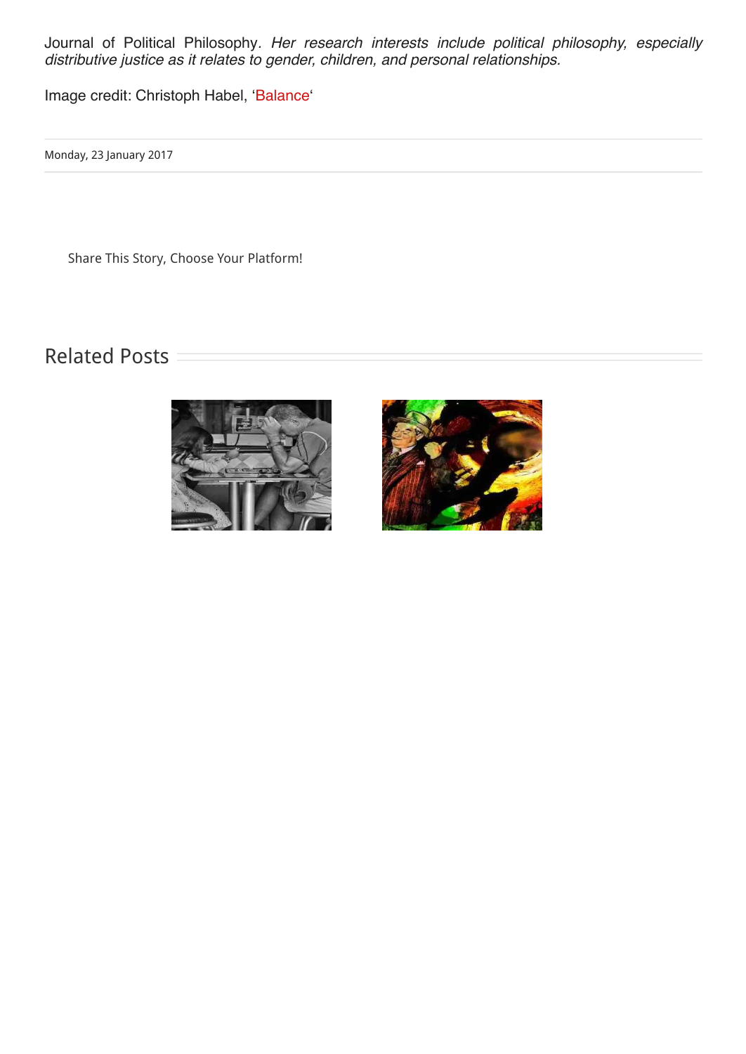Journal of Political Philosophy. *Her research interests include political philosophy, especially distributive justice as it relates to gender, children, and personal relationships.*

Image credit: Christoph Habel, 'Balance'

Monday, 23 January 2017

Share This Story, Choose Your Platform!

## Related Posts